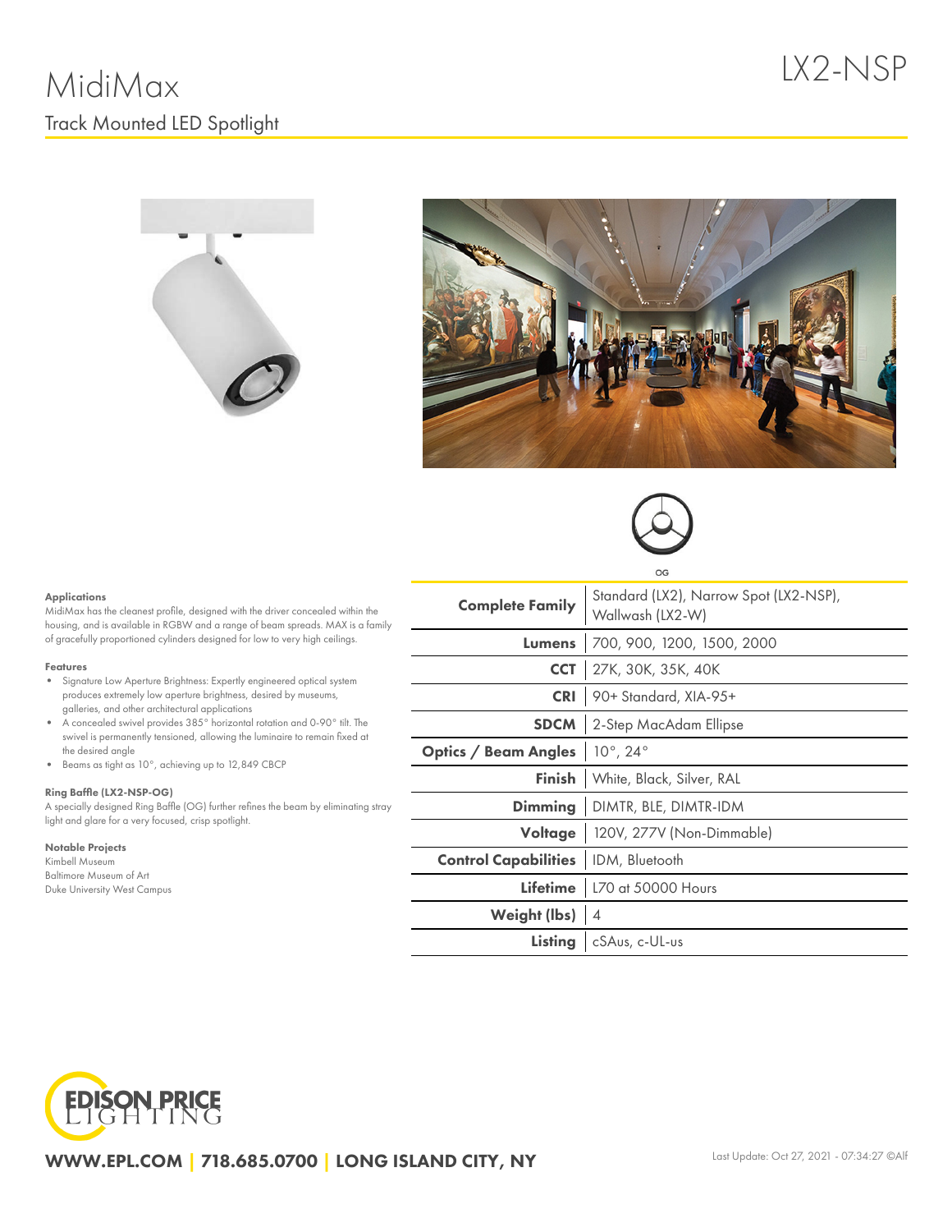# MidiMax

LX2-NSP

## Track Mounted LED Spotlight

OG

#### Applications

MidiMax has the cleanest profile, designed with the driver concealed within the housing, and is available in RGBW and a range of beam spreads. MAX is a family of gracefully proportioned cylinders designed for low to very high ceilings.

#### Features

- Signature Low Aperture Brightness: Expertly engineered optical system produces extremely low aperture brightness, desired by museums, galleries, and other architectural applications
- A concealed swivel provides 385° horizontal rotation and 0-90° tilt. The swivel is permanently tensioned, allowing the luminaire to remain fixed at the desired angle
- Beams as tight as 10°, achieving up to 12,849 CBCP

#### Ring Baffle (LX2-NSP-OG)

A specially designed Ring Baffle (OG) further refines the beam by eliminating stray light and glare for a very focused, crisp spotlight.

#### Notable Projects

Kimbell Museum
Baltimore Museum of Art
Duke University West Campus

| | |
|---|---|
| **Complete Family** | Standard (LX2), Narrow Spot (LX2-NSP), Wallwash (LX2-W) |
| **Lumens** | 700, 900, 1200, 1500, 2000 |
| **CCT** | 27K, 30K, 35K, 40K |
| **CRI** | 90+ Standard, XIA-95+ |
| **SDCM** | 2-Step MacAdam Ellipse |
| **Optics / Beam Angles** | 10°, 24° |
| **Finish** | White, Black, Silver, RAL |
| **Dimming** | DIMTR, BLE, DIMTR-IDM |
| **Voltage** | 120V, 277V (Non-Dimmable) |
| **Control Capabilities** | IDM, Bluetooth |
| **Lifetime** | L70 at 50000 Hours |
| **Weight (lbs)** | 4 |
| **Listing** | cSAus, c-UL-us |

EDISON PRICE LIGHTING

WWW.EPL.COM | 718.685.0700 | LONG ISLAND CITY, NY

Last Update: Oct 27, 2021 - 07:34:27 ©Alf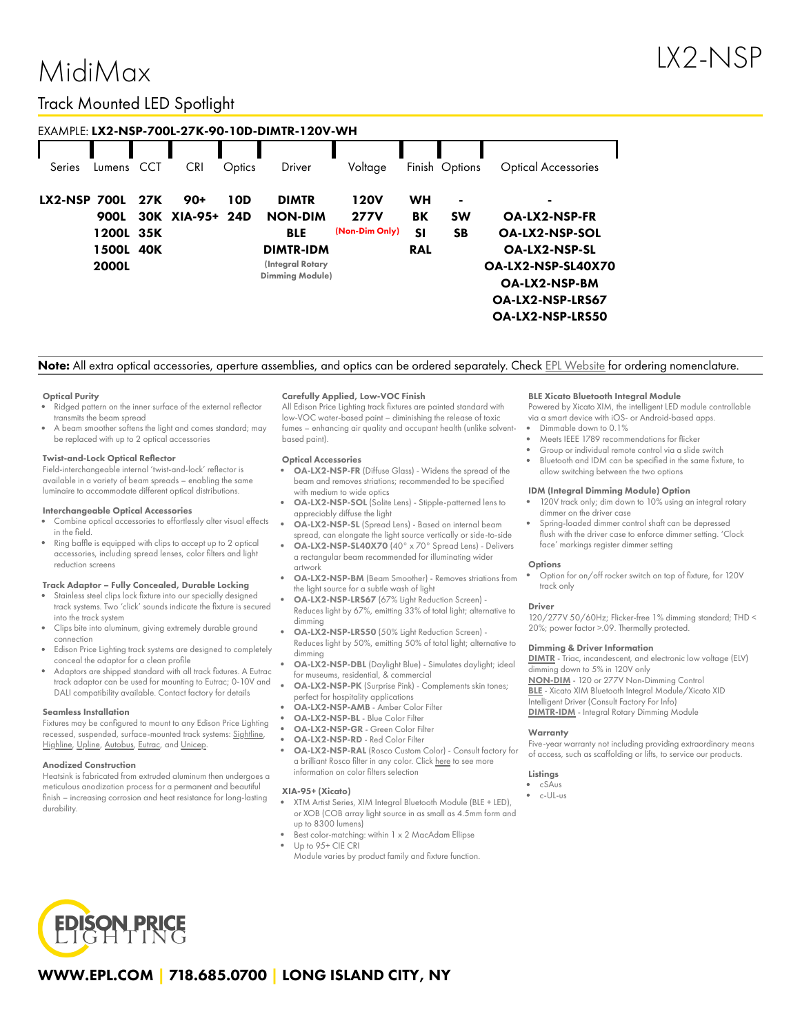# MidiMax

# LX2-NSP

## Track Mounted LED Spotlight

EXAMPLE: **LX2-NSP-700L-27K-90-10D-DIMTR-120V-WH**

| Series | Lumens | CCT | CRI | Optics | Driver | Voltage | Finish | Options | Optical Accessories |
|---|---|---|---|---|---|---|---|---|---|
| **LX2-NSP** | **700L** | **27K** | **90+** | **10D** | **DIMTR** | **120V** | **WH** | **-** | **-** |
| | **900L** | **30K** | **XIA-95+** | **24D** | **NON-DIM** | **277V** | **BK** | **SW** | **OA-LX2-NSP-FR** |
| | **1200L** | **35K** | | | **BLE** | **(Non-Dim Only)** | **SI** | **SB** | **OA-LX2-NSP-SOL** |
| | **1500L** | **40K** | | | **DIMTR-IDM** | | **RAL** | | **OA-LX2-NSP-SL** |
| | **2000L** | | | | **(Integral Rotary Dimming Module)** | | | | **OA-LX2-NSP-SL40X70** |
| | | | | | | | | | **OA-LX2-NSP-BM** |
| | | | | | | | | | **OA-LX2-NSP-LRS67** |
| | | | | | | | | | **OA-LX2-NSP-LRS50** |

**Note:** All extra optical accessories, aperture assemblies, and optics can be ordered separately. Check EPL Website for ordering nomenclature.

#### Optical Purity
- Ridged pattern on the inner surface of the external reflector transmits the beam spread
- A beam smoother softens the light and comes standard; may be replaced with up to 2 optical accessories

#### Twist-and-Lock Optical Reflector
Field-interchangeable internal 'twist-and-lock' reflector is available in a variety of beam spreads – enabling the same luminaire to accommodate different optical distributions.

#### Interchangeable Optical Accessories
- Combine optical accessories to effortlessly alter visual effects in the field.
- Ring baffle is equipped with clips to accept up to 2 optical accessories, including spread lenses, color filters and light reduction screens

#### Track Adaptor – Fully Concealed, Durable Locking
- Stainless steel clips lock fixture into our specially designed track systems. Two 'click' sounds indicate the fixture is secured into the track system
- Clips bite into aluminum, giving extremely durable ground connection
- Edison Price Lighting track systems are designed to completely conceal the adaptor for a clean profile
- Adaptors are shipped standard with all track fixtures. A Eutrac track adaptor can be used for mounting to Eutrac; 0-10V and DALI compatibility available. Contact factory for details

#### Seamless Installation
Fixtures may be configured to mount to any Edison Price Lighting recessed, suspended, surface-mounted track systems: Sightline, Highline, Upline, Autobus, Eutrac, and Unicep.

#### Anodized Construction
Heatsink is fabricated from extruded aluminum then undergoes a meticulous anodization process for a permanent and beautiful finish – increasing corrosion and heat resistance for long-lasting durability.

#### Carefully Applied, Low-VOC Finish
All Edison Price Lighting track fixtures are painted standard with low-VOC water-based paint – diminishing the release of toxic fumes – enhancing air quality and occupant health (unlike solvent-based paint).

#### Optical Accessories
- **OA-LX2-NSP-FR** (Diffuse Glass) - Widens the spread of the beam and removes striations; recommended to be specified with medium to wide optics
- **OA-LX2-NSP-SOL** (Solite Lens) - Stipple-patterned lens to appreciably diffuse the light
- **OA-LX2-NSP-SL** (Spread Lens) - Based on internal beam spread, can elongate the light source vertically or side-to-side
- **OA-LX2-NSP-SL40X70** (40° x 70° Spread Lens) - Delivers a rectangular beam recommended for illuminating wider artwork
- **OA-LX2-NSP-BM** (Beam Smoother) - Removes striations from the light source for a subtle wash of light
- **OA-LX2-NSP-LRS67** (67% Light Reduction Screen) - Reduces light by 67%, emitting 33% of total light; alternative to dimming
- **OA-LX2-NSP-LRS50** (50% Light Reduction Screen) - Reduces light by 50%, emitting 50% of total light; alternative to dimming
- **OA-LX2-NSP-DBL** (Daylight Blue) - Simulates daylight; ideal for museums, residential, & commercial
- **OA-LX2-NSP-PK** (Surprise Pink) - Complements skin tones; perfect for hospitality applications
- **OA-LX2-NSP-AMB** - Amber Color Filter
- **OA-LX2-NSP-BL** - Blue Color Filter
- **OA-LX2-NSP-GR** - Green Color Filter
- **OA-LX2-NSP-RD** - Red Color Filter
- **OA-LX2-NSP-RAL** (Rosco Custom Color) - Consult factory for a brilliant Rosco filter in any color. Click here to see more information on color filters selection

#### XIA-95+ (Xicato)
- XTM Artist Series, XIM Integral Bluetooth Module (BLE + LED), or XOB (COB array light source in as small as 4.5mm form and up to 8300 lumens)
- Best color-matching: within 1 x 2 MacAdam Ellipse
- Up to 95+ CIE CRI

  Module varies by product family and fixture function.

#### BLE Xicato Bluetooth Integral Module
Powered by Xicato XIM, the intelligent LED module controllable via a smart device with iOS- or Android-based apps.
- Dimmable down to 0.1%
- Meets IEEE 1789 recommendations for flicker
- Group or individual remote control via a slide switch
- Bluetooth and IDM can be specified in the same fixture, to allow switching between the two options

#### IDM (Integral Dimming Module) Option
- 120V track only; dim down to 10% using an integral rotary dimmer on the driver case
- Spring-loaded dimmer control shaft can be depressed flush with the driver case to enforce dimmer setting. 'Clock face' markings register dimmer setting

#### Options
- Option for on/off rocker switch on top of fixture, for 120V track only

#### Driver
120/277V 50/60Hz; Flicker-free 1% dimming standard; THD < 20%; power factor >.09. Thermally protected.

#### Dimming & Driver Information
**DIMTR** - Triac, incandescent, and electronic low voltage (ELV) dimming down to 5% in 120V only

**NON-DIM** - 120 or 277V Non-Dimming Control

**BLE** - Xicato XIM Bluetooth Integral Module/Xicato XID Intelligent Driver (Consult Factory For Info)

**DIMTR-IDM** - Integral Rotary Dimming Module

#### Warranty
Five-year warranty not including providing extraordinary means of access, such as scaffolding or lifts, to service our products.

#### Listings
- cSAus
- c-UL-us

EDISON PRICE LIGHTING

**WWW.EPL.COM | 718.685.0700 | LONG ISLAND CITY, NY**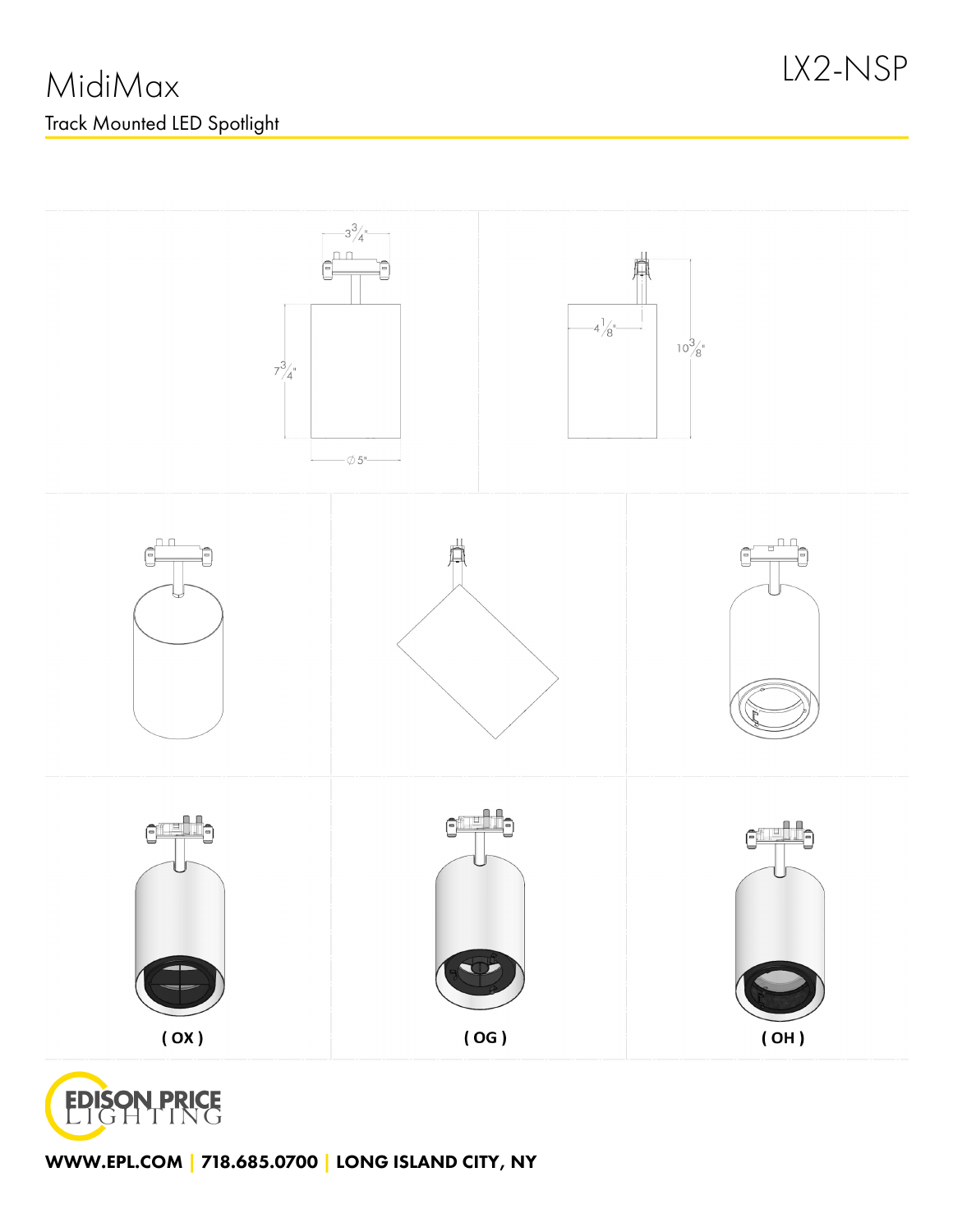# MidiMax

LX2-NSP

Track Mounted LED Spotlight

$3\frac{3}{4}$"

$7\frac{3}{4}$"

∅ 5"

$4\frac{1}{8}$"

$10\frac{3}{8}$"

( OX )

( OG )

( OH )

EDISON PRICE LIGHTING

WWW.EPL.COM | 718.685.0700 | LONG ISLAND CITY, NY